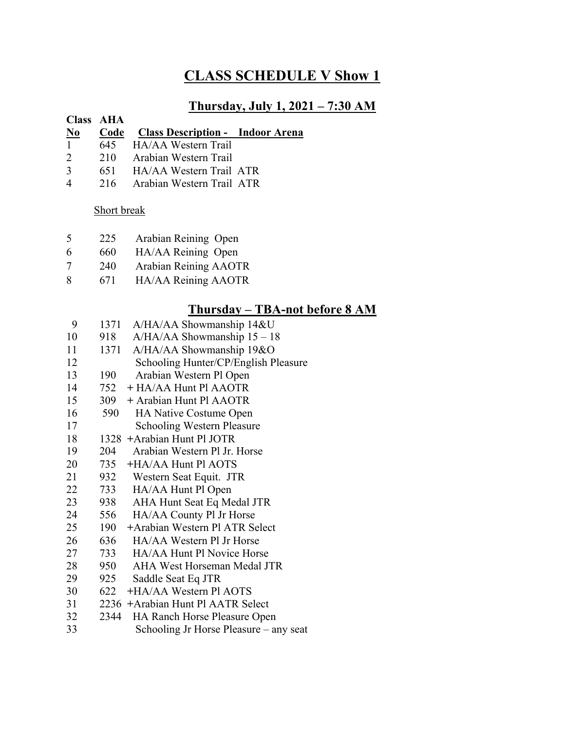# CLASS SCHEDULE V Show 1

## Thursday, July 1, 2021 – 7:30 AM

| Class No | AHA Code | Class Description - Indoor Arena |
|---|---|---|
| 1 | 645 | HA/AA Western Trail |
| 2 | 210 | Arabian Western Trail |
| 3 | 651 | HA/AA Western Trail ATR |
| 4 | 216 | Arabian Western Trail ATR |
| | | Short break |
| 5 | 225 | Arabian Reining Open |
| 6 | 660 | HA/AA Reining Open |
| 7 | 240 | Arabian Reining AAOTR |
| 8 | 671 | HA/AA Reining AAOTR |

## Thursday – TBA-not before 8 AM

| Class No | AHA Code | Class Description |
|---|---|---|
| 9 | 1371 | A/HA/AA Showmanship 14&U |
| 10 | 918 | A/HA/AA Showmanship 15 – 18 |
| 11 | 1371 | A/HA/AA Showmanship 19&O |
| 12 | | Schooling Hunter/CP/English Pleasure |
| 13 | 190 | Arabian Western Pl Open |
| 14 | 752 | + HA/AA Hunt Pl AAOTR |
| 15 | 309 | + Arabian Hunt Pl AAOTR |
| 16 | 590 | HA Native Costume Open |
| 17 | | Schooling Western Pleasure |
| 18 | 1328 | +Arabian Hunt Pl JOTR |
| 19 | 204 | Arabian Western Pl Jr. Horse |
| 20 | 735 | +HA/AA Hunt Pl AOTS |
| 21 | 932 | Western Seat Equit. JTR |
| 22 | 733 | HA/AA Hunt Pl Open |
| 23 | 938 | AHA Hunt Seat Eq Medal JTR |
| 24 | 556 | HA/AA County Pl Jr Horse |
| 25 | 190 | +Arabian Western Pl ATR Select |
| 26 | 636 | HA/AA Western Pl Jr Horse |
| 27 | 733 | HA/AA Hunt Pl Novice Horse |
| 28 | 950 | AHA West Horseman Medal JTR |
| 29 | 925 | Saddle Seat Eq JTR |
| 30 | 622 | +HA/AA Western Pl AOTS |
| 31 | 2236 | +Arabian Hunt Pl AATR Select |
| 32 | 2344 | HA Ranch Horse Pleasure Open |
| 33 | | Schooling Jr Horse Pleasure – any seat |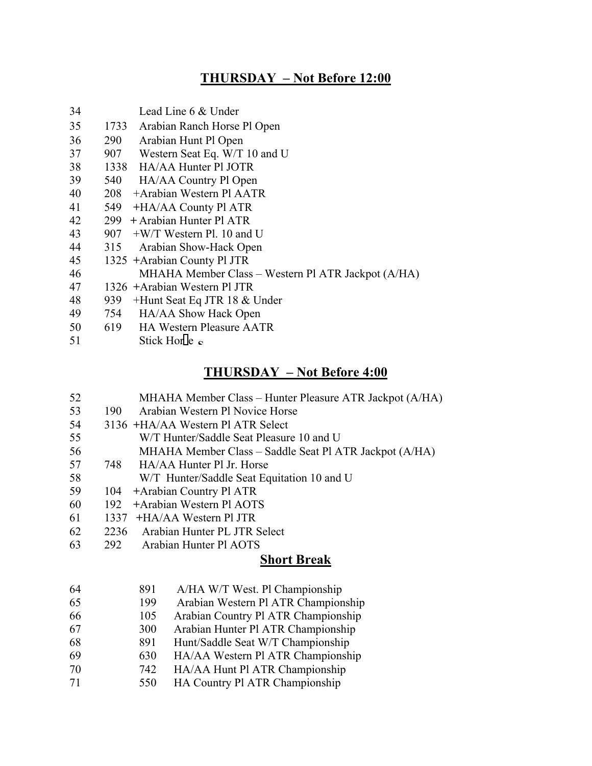## THURSDAY – Not Before 12:00

| | | |
|---|---|---|
| 34 | | Lead Line 6 & Under |
| 35 | 1733 | Arabian Ranch Horse Pl Open |
| 36 | 290 | Arabian Hunt Pl Open |
| 37 | 907 | Western Seat Eq. W/T 10 and U |
| 38 | 1338 | HA/AA Hunter Pl JOTR |
| 39 | 540 | HA/AA Country Pl Open |
| 40 | 208 | +Arabian Western Pl AATR |
| 41 | 549 | +HA/AA County Pl ATR |
| 42 | 299 | + Arabian Hunter Pl ATR |
| 43 | 907 | +W/T Western Pl. 10 and U |
| 44 | 315 | Arabian Show-Hack Open |
| 45 | 1325 | +Arabian County Pl JTR |
| 46 | | MHAHA Member Class – Western Pl ATR Jackpot (A/HA) |
| 47 | 1326 | +Arabian Western Pl JTR |
| 48 | 939 | +Hunt Seat Eq JTR 18 & Under |
| 49 | 754 | HA/AA Show Hack Open |
| 50 | 619 | HA Western Pleasure AATR |
| 51 | | Stick Horse |

## THURSDAY – Not Before 4:00

| | | |
|---|---|---|
| 52 | | MHAHA Member Class – Hunter Pleasure ATR Jackpot (A/HA) |
| 53 | 190 | Arabian Western Pl Novice Horse |
| 54 | 3136 | +HA/AA Western Pl ATR Select |
| 55 | | W/T Hunter/Saddle Seat Pleasure 10 and U |
| 56 | | MHAHA Member Class – Saddle Seat Pl ATR Jackpot (A/HA) |
| 57 | 748 | HA/AA Hunter Pl Jr. Horse |
| 58 | | W/T Hunter/Saddle Seat Equitation 10 and U |
| 59 | 104 | +Arabian Country Pl ATR |
| 60 | 192 | +Arabian Western Pl AOTS |
| 61 | 1337 | +HA/AA Western Pl JTR |
| 62 | 2236 | Arabian Hunter PL JTR Select |
| 63 | 292 | Arabian Hunter Pl AOTS |

## Short Break

| | | |
|---|---|---|
| 64 | 891 | A/HA W/T West. Pl Championship |
| 65 | 199 | Arabian Western Pl ATR Championship |
| 66 | 105 | Arabian Country Pl ATR Championship |
| 67 | 300 | Arabian Hunter Pl ATR Championship |
| 68 | 891 | Hunt/Saddle Seat W/T Championship |
| 69 | 630 | HA/AA Western Pl ATR Championship |
| 70 | 742 | HA/AA Hunt Pl ATR Championship |
| 71 | 550 | HA Country Pl ATR Championship |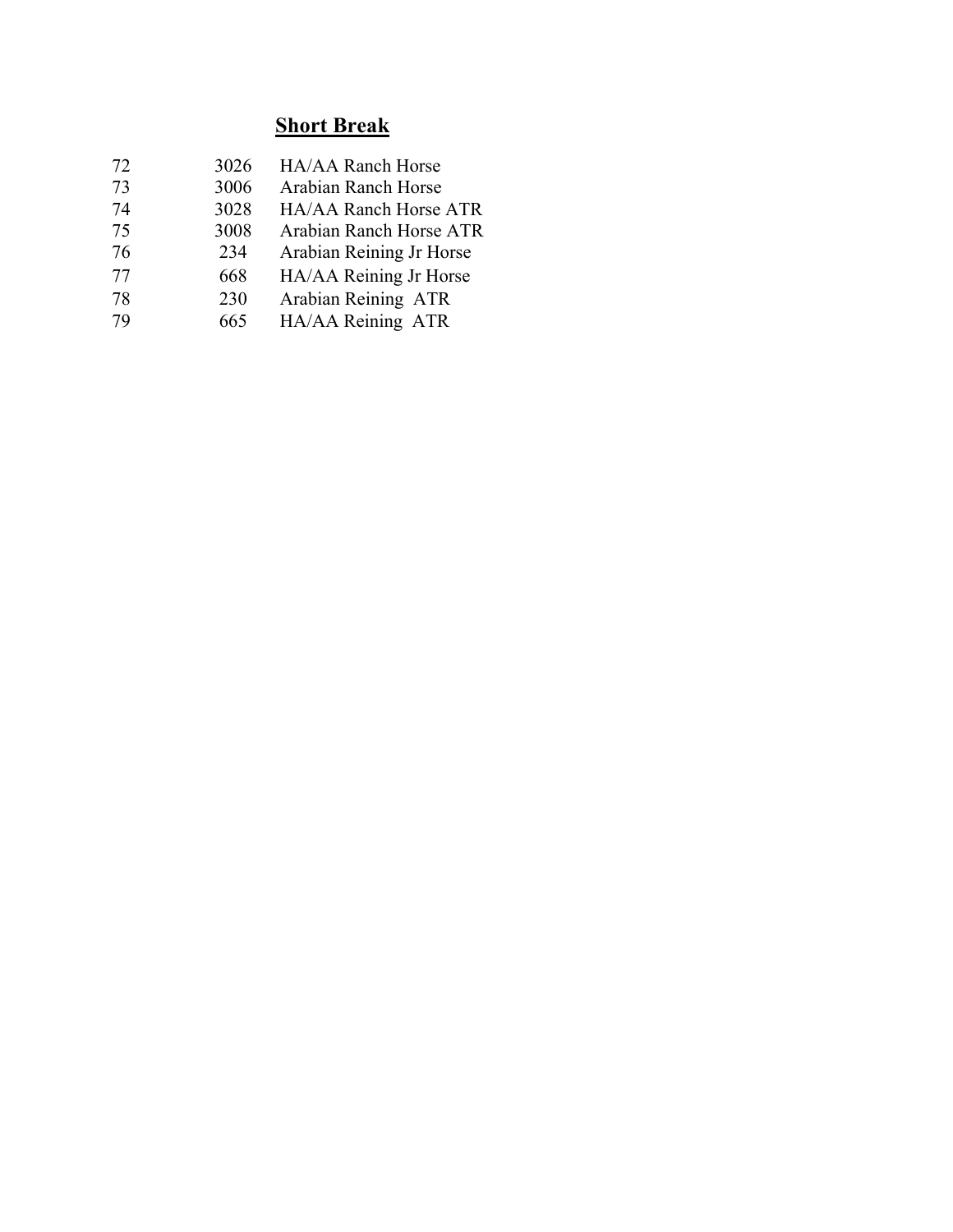## **Short Break**

| | | |
|---|---|---|
| 72 | 3026 | HA/AA Ranch Horse |
| 73 | 3006 | Arabian Ranch Horse |
| 74 | 3028 | HA/AA Ranch Horse ATR |
| 75 | 3008 | Arabian Ranch Horse ATR |
| 76 | 234 | Arabian Reining Jr Horse |
| 77 | 668 | HA/AA Reining Jr Horse |
| 78 | 230 | Arabian Reining ATR |
| 79 | 665 | HA/AA Reining ATR |